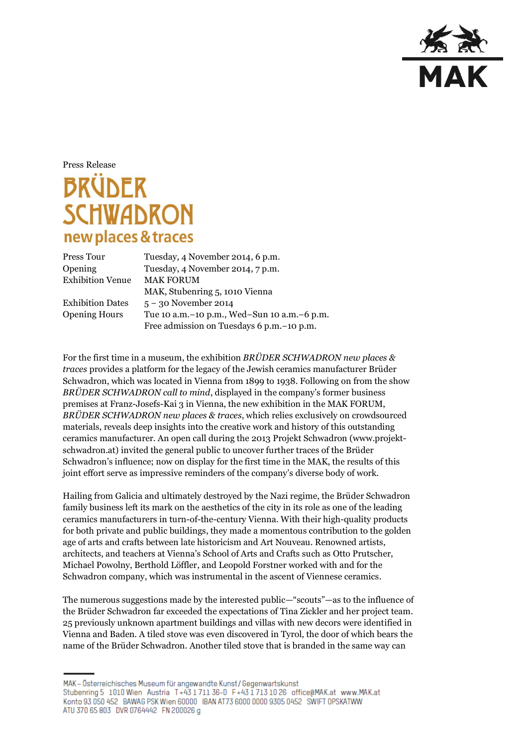Press Release

# BRÜDER SCHWADRON
## new places & traces

| | |
|---|---|
| Press Tour | Tuesday, 4 November 2014, 6 p.m. |
| Opening | Tuesday, 4 November 2014, 7 p.m. |
| Exhibition Venue | MAK FORUM<br>MAK, Stubenring 5, 1010 Vienna |
| Exhibition Dates | 5 – 30 November 2014 |
| Opening Hours | Tue 10 a.m.–10 p.m., Wed–Sun 10 a.m.–6 p.m.<br>Free admission on Tuesdays 6 p.m.–10 p.m. |

For the first time in a museum, the exhibition *BRÜDER SCHWADRON new places & traces* provides a platform for the legacy of the Jewish ceramics manufacturer Brüder Schwadron, which was located in Vienna from 1899 to 1938. Following on from the show *BRÜDER SCHWADRON call to mind*, displayed in the company's former business premises at Franz-Josefs-Kai 3 in Vienna, the new exhibition in the MAK FORUM, *BRÜDER SCHWADRON new places & traces*, which relies exclusively on crowdsourced materials, reveals deep insights into the creative work and history of this outstanding ceramics manufacturer. An open call during the 2013 Projekt Schwadron (www.projekt-schwadron.at) invited the general public to uncover further traces of the Brüder Schwadron's influence; now on display for the first time in the MAK, the results of this joint effort serve as impressive reminders of the company's diverse body of work.

Hailing from Galicia and ultimately destroyed by the Nazi regime, the Brüder Schwadron family business left its mark on the aesthetics of the city in its role as one of the leading ceramics manufacturers in turn-of-the-century Vienna. With their high-quality products for both private and public buildings, they made a momentous contribution to the golden age of arts and crafts between late historicism and Art Nouveau. Renowned artists, architects, and teachers at Vienna's School of Arts and Crafts such as Otto Prutscher, Michael Powolny, Berthold Löffler, and Leopold Forstner worked with and for the Schwadron company, which was instrumental in the ascent of Viennese ceramics.

The numerous suggestions made by the interested public—"scouts"—as to the influence of the Brüder Schwadron far exceeded the expectations of Tina Zickler and her project team. 25 previously unknown apartment buildings and villas with new decors were identified in Vienna and Baden. A tiled stove was even discovered in Tyrol, the door of which bears the name of the Brüder Schwadron. Another tiled stove that is branded in the same way can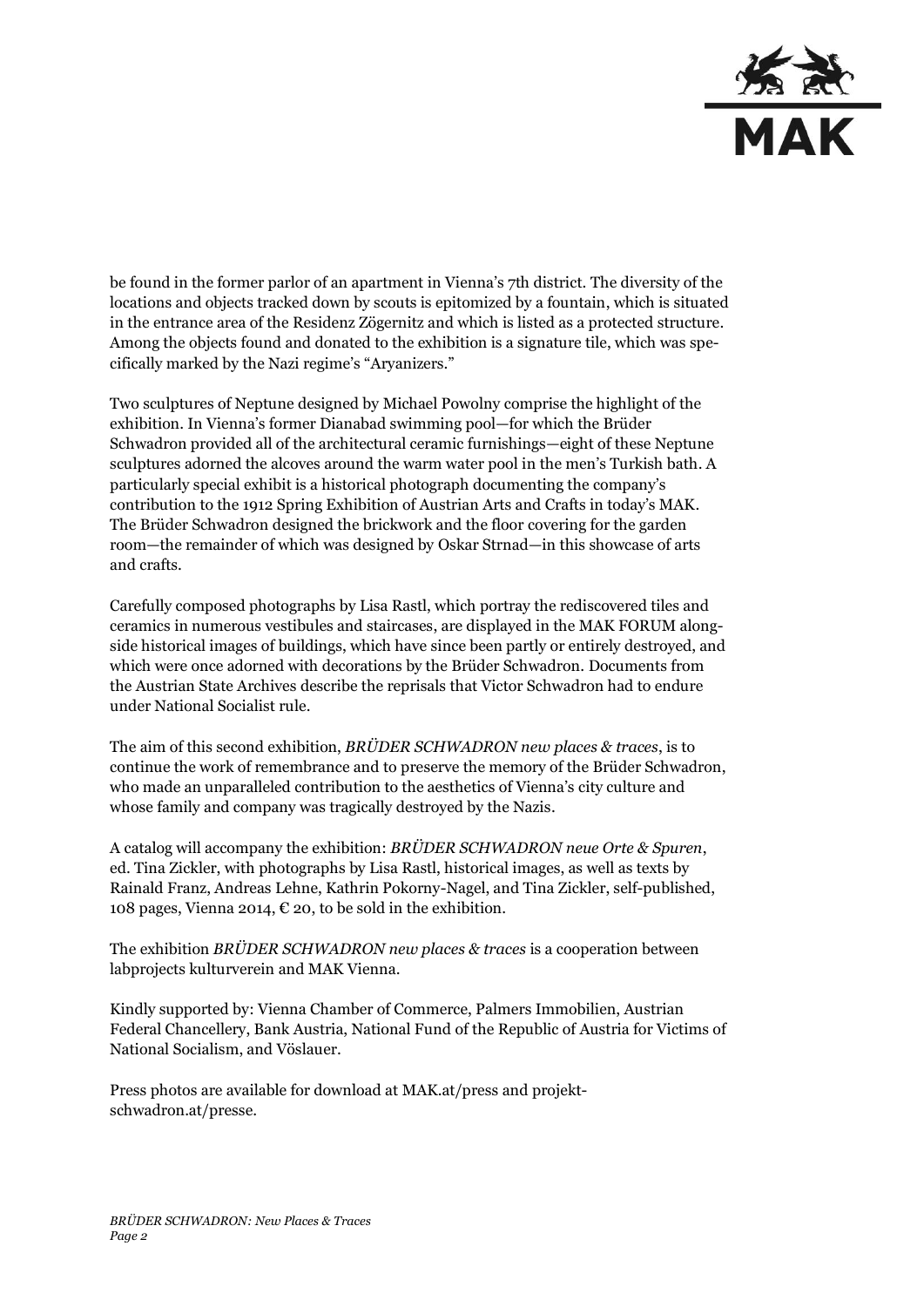be found in the former parlor of an apartment in Vienna's 7th district. The diversity of the locations and objects tracked down by scouts is epitomized by a fountain, which is situated in the entrance area of the Residenz Zögernitz and which is listed as a protected structure. Among the objects found and donated to the exhibition is a signature tile, which was specifically marked by the Nazi regime's "Aryanizers."

Two sculptures of Neptune designed by Michael Powolny comprise the highlight of the exhibition. In Vienna's former Dianabad swimming pool—for which the Brüder Schwadron provided all of the architectural ceramic furnishings—eight of these Neptune sculptures adorned the alcoves around the warm water pool in the men's Turkish bath. A particularly special exhibit is a historical photograph documenting the company's contribution to the 1912 Spring Exhibition of Austrian Arts and Crafts in today's MAK. The Brüder Schwadron designed the brickwork and the floor covering for the garden room—the remainder of which was designed by Oskar Strnad—in this showcase of arts and crafts.

Carefully composed photographs by Lisa Rastl, which portray the rediscovered tiles and ceramics in numerous vestibules and staircases, are displayed in the MAK FORUM alongside historical images of buildings, which have since been partly or entirely destroyed, and which were once adorned with decorations by the Brüder Schwadron. Documents from the Austrian State Archives describe the reprisals that Victor Schwadron had to endure under National Socialist rule.

The aim of this second exhibition, *BRÜDER SCHWADRON new places & traces*, is to continue the work of remembrance and to preserve the memory of the Brüder Schwadron, who made an unparalleled contribution to the aesthetics of Vienna's city culture and whose family and company was tragically destroyed by the Nazis.

A catalog will accompany the exhibition: *BRÜDER SCHWADRON neue Orte & Spuren*, ed. Tina Zickler, with photographs by Lisa Rastl, historical images, as well as texts by Rainald Franz, Andreas Lehne, Kathrin Pokorny-Nagel, and Tina Zickler, self-published, 108 pages, Vienna 2014, € 20, to be sold in the exhibition.

The exhibition *BRÜDER SCHWADRON new places & traces* is a cooperation between labprojects kulturverein and MAK Vienna.

Kindly supported by: Vienna Chamber of Commerce, Palmers Immobilien, Austrian Federal Chancellery, Bank Austria, National Fund of the Republic of Austria for Victims of National Socialism, and Vöslauer.

Press photos are available for download at MAK.at/press and projekt-schwadron.at/presse.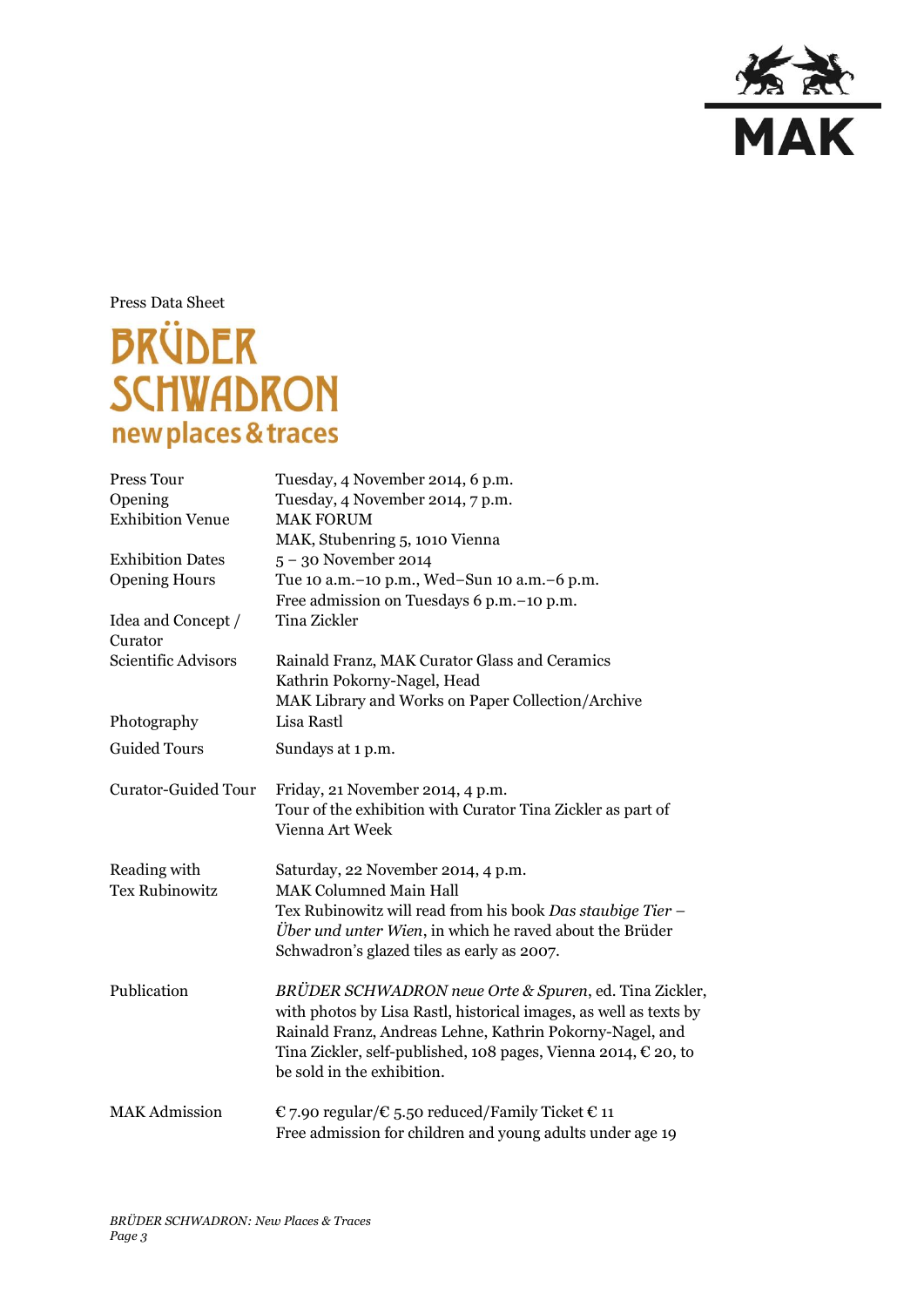Press Data Sheet

# BRÜDER SCHWADRON
## new places & traces

| | |
|---|---|
| Press Tour | Tuesday, 4 November 2014, 6 p.m. |
| Opening | Tuesday, 4 November 2014, 7 p.m. |
| Exhibition Venue | MAK FORUM<br>MAK, Stubenring 5, 1010 Vienna |
| Exhibition Dates | 5 – 30 November 2014 |
| Opening Hours | Tue 10 a.m.–10 p.m., Wed–Sun 10 a.m.–6 p.m.<br>Free admission on Tuesdays 6 p.m.–10 p.m. |
| Idea and Concept / Curator | Tina Zickler |
| Scientific Advisors | Rainald Franz, MAK Curator Glass and Ceramics<br>Kathrin Pokorny-Nagel, Head<br>MAK Library and Works on Paper Collection/Archive |
| Photography | Lisa Rastl |
| Guided Tours | Sundays at 1 p.m. |
| Curator-Guided Tour | Friday, 21 November 2014, 4 p.m.<br>Tour of the exhibition with Curator Tina Zickler as part of Vienna Art Week |
| Reading with Tex Rubinowitz | Saturday, 22 November 2014, 4 p.m.<br>MAK Columned Main Hall<br>Tex Rubinowitz will read from his book *Das staubige Tier – Über und unter Wien*, in which he raved about the Brüder Schwadron's glazed tiles as early as 2007. |
| Publication | *BRÜDER SCHWADRON neue Orte & Spuren*, ed. Tina Zickler, with photos by Lisa Rastl, historical images, as well as texts by Rainald Franz, Andreas Lehne, Kathrin Pokorny-Nagel, and Tina Zickler, self-published, 108 pages, Vienna 2014, € 20, to be sold in the exhibition. |
| MAK Admission | € 7.90 regular/€ 5.50 reduced/Family Ticket € 11<br>Free admission for children and young adults under age 19 |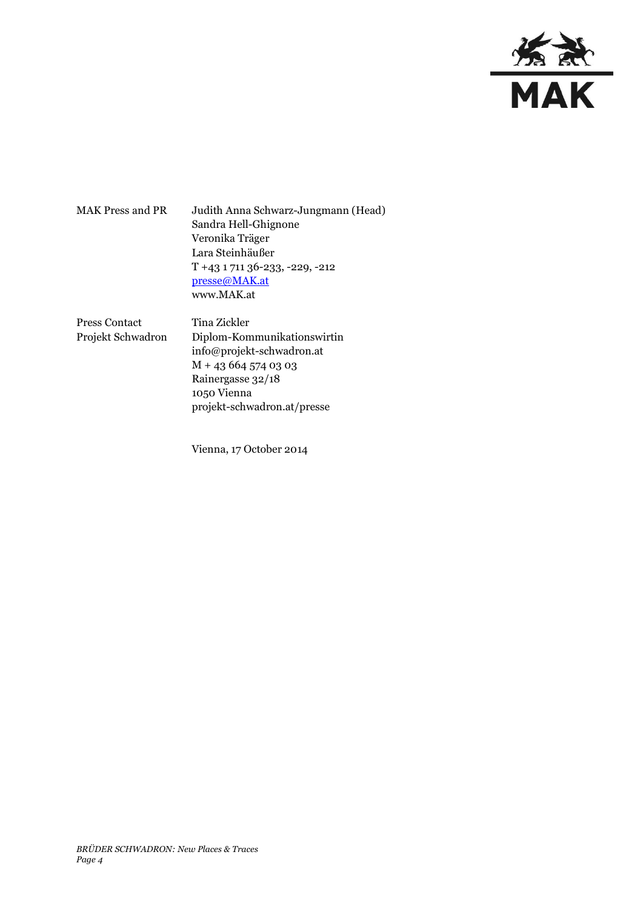MAK Press and PR
Judith Anna Schwarz-Jungmann (Head)
Sandra Hell-Ghignone
Veronika Träger
Lara Steinhäußer
T +43 1 711 36-233, -229, -212
presse@MAK.at
www.MAK.at

Press Contact
Projekt Schwadron
Tina Zickler
Diplom-Kommunikationswirtin
info@projekt-schwadron.at
M + 43 664 574 03 03
Rainergasse 32/18
1050 Vienna
projekt-schwadron.at/presse

Vienna, 17 October 2014